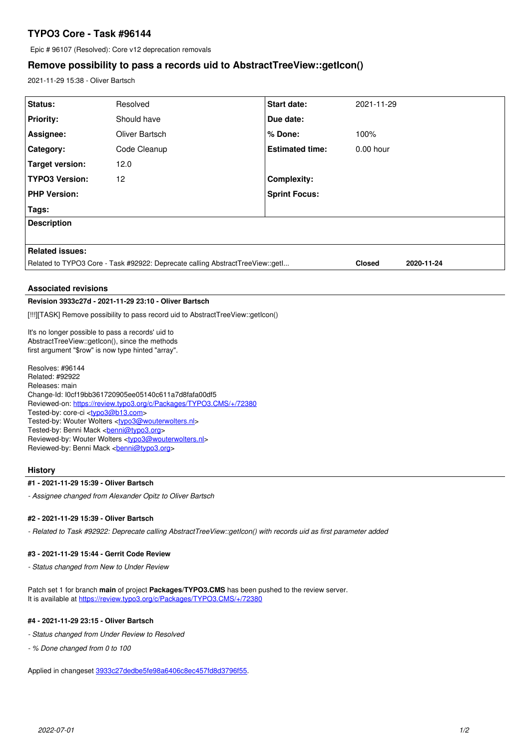# TYPO3 Core - Task #96144

Epic # 96107 (Resolved): Core v12 deprecation removals

## Remove possibility to pass a records uid to AbstractTreeView::getIcon()

2021-11-29 15:38 - Oliver Bartsch

| | | | |
|---|---|---|---|
| **Status:** | Resolved | **Start date:** | 2021-11-29 |
| **Priority:** | Should have | **Due date:** | |
| **Assignee:** | Oliver Bartsch | **% Done:** | 100% |
| **Category:** | Code Cleanup | **Estimated time:** | 0.00 hour |
| **Target version:** | 12.0 | | |
| **TYPO3 Version:** | 12 | **Complexity:** | |
| **PHP Version:** | | **Sprint Focus:** | |
| **Tags:** | | | |

**Description**

**Related issues:**

| | | |
|---|---|---|
| Related to TYPO3 Core - Task #92922: Deprecate calling AbstractTreeView::getI... | **Closed** | **2020-11-24** |

### Associated revisions

**Revision 3933c27d - 2021-11-29 23:10 - Oliver Bartsch**

[!!!][TASK] Remove possibility to pass record uid to AbstractTreeView::getIcon()

It's no longer possible to pass a records' uid to
AbstractTreeView::getIcon(), since the methods
first argument "$row" is now type hinted "array".

Resolves: #96144
Related: #92922
Releases: main
Change-Id: I0cf19bb361720905ee05140c611a7d8fafa00df5
Reviewed-on: https://review.typo3.org/c/Packages/TYPO3.CMS/+/72380
Tested-by: core-ci <typo3@b13.com>
Tested-by: Wouter Wolters <typo3@wouterwolters.nl>
Tested-by: Benni Mack <benni@typo3.org>
Reviewed-by: Wouter Wolters <typo3@wouterwolters.nl>
Reviewed-by: Benni Mack <benni@typo3.org>

### History

**#1 - 2021-11-29 15:39 - Oliver Bartsch**

*- Assignee changed from Alexander Opitz to Oliver Bartsch*

**#2 - 2021-11-29 15:39 - Oliver Bartsch**

*- Related to Task #92922: Deprecate calling AbstractTreeView::getIcon() with records uid as first parameter added*

**#3 - 2021-11-29 15:44 - Gerrit Code Review**

*- Status changed from New to Under Review*

Patch set 1 for branch **main** of project **Packages/TYPO3.CMS** has been pushed to the review server.
It is available at https://review.typo3.org/c/Packages/TYPO3.CMS/+/72380

**#4 - 2021-11-29 23:15 - Oliver Bartsch**

*- Status changed from Under Review to Resolved*

*- % Done changed from 0 to 100*

Applied in changeset 3933c27dedbe5fe98a6406c8ec457fd8d3796f55.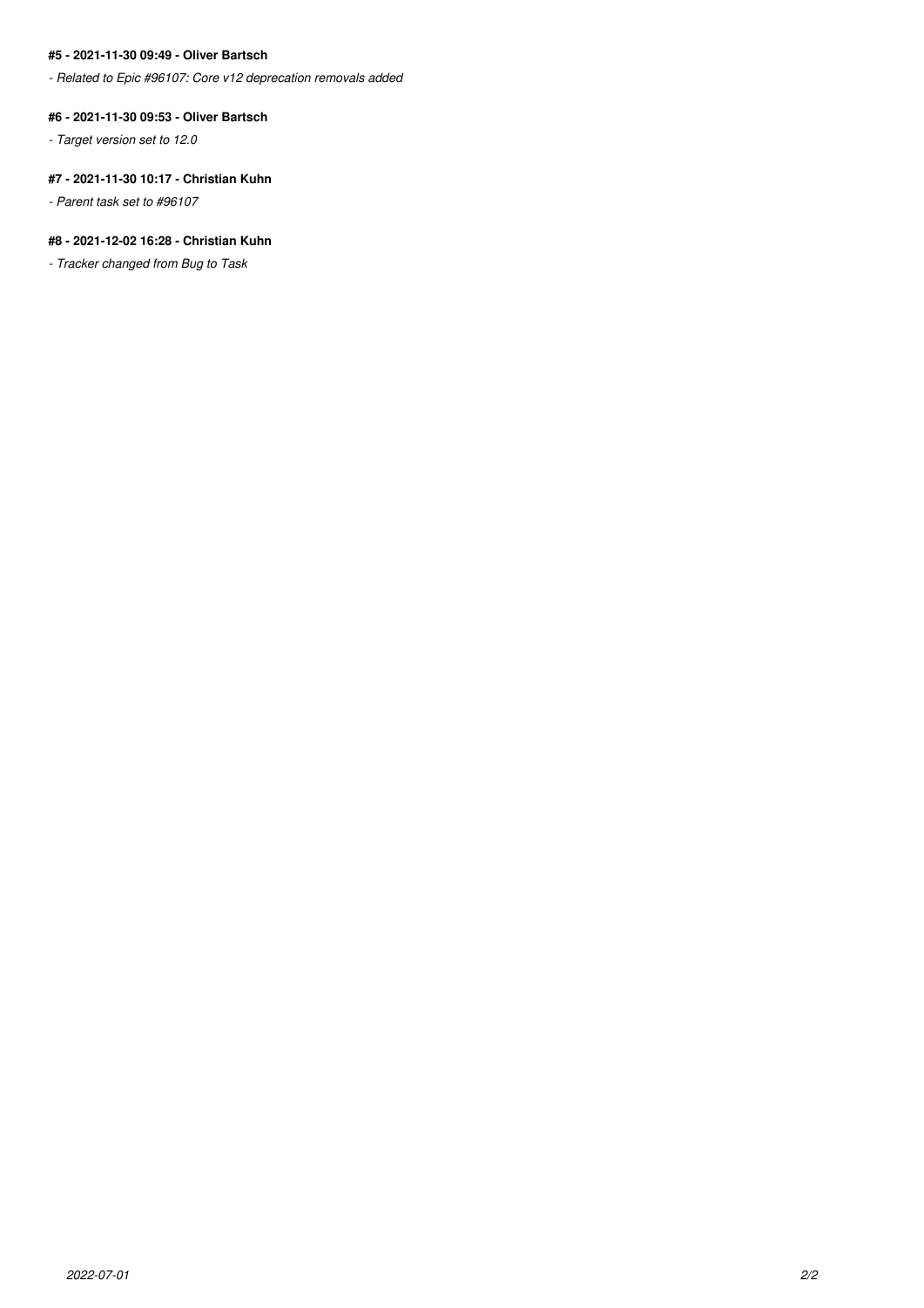#### #5 - 2021-11-30 09:49 - Oliver Bartsch

*- Related to Epic #96107: Core v12 deprecation removals added*

#### #6 - 2021-11-30 09:53 - Oliver Bartsch

*- Target version set to 12.0*

#### #7 - 2021-11-30 10:17 - Christian Kuhn

*- Parent task set to #96107*

#### #8 - 2021-12-02 16:28 - Christian Kuhn

*- Tracker changed from Bug to Task*